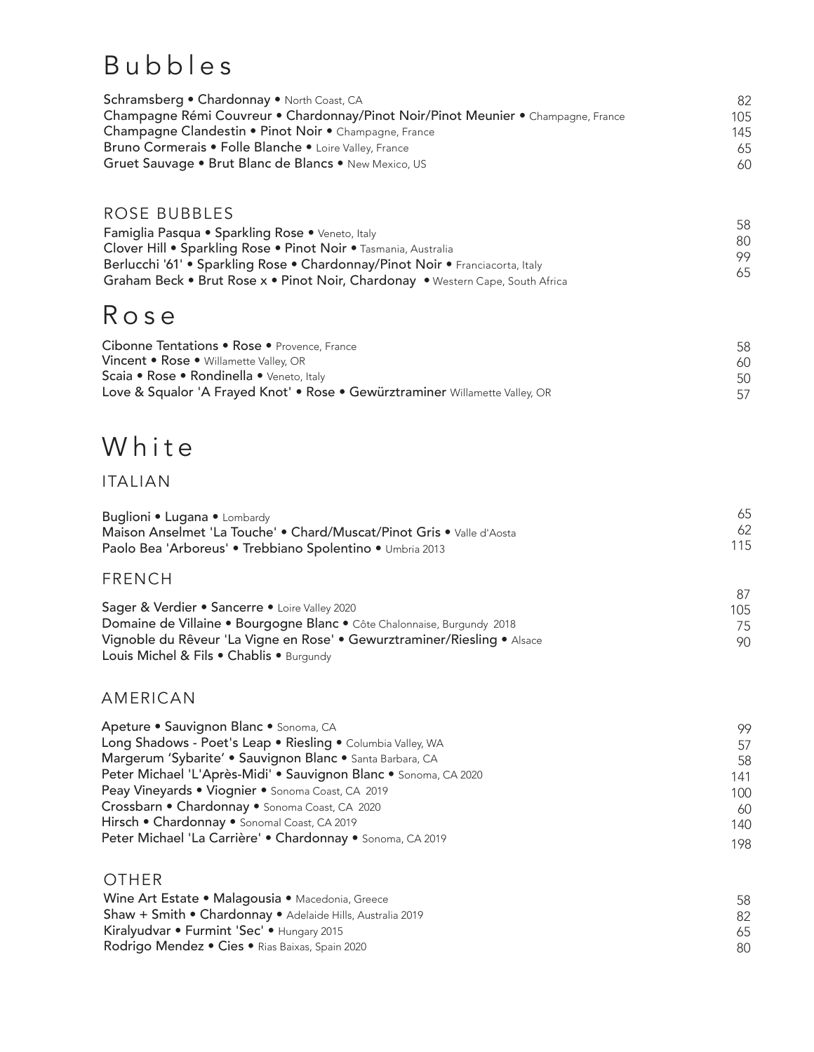# Bubbles

| Wine | Price |
|---|---|
| Schramsberg • Chardonnay • North Coast, CA | 82 |
| Champagne Rémi Couvreur • Chardonnay/Pinot Noir/Pinot Meunier • Champagne, France | 105 |
| Champagne Clandestin • Pinot Noir • Champagne, France | 145 |
| Bruno Cormerais • Folle Blanche • Loire Valley, France | 65 |
| Gruet Sauvage • Brut Blanc de Blancs • New Mexico, US | 60 |

### ROSE BUBBLES

| Wine | Price |
|---|---|
| Famiglia Pasqua • Sparkling Rose • Veneto, Italy | 58 |
| Clover Hill • Sparkling Rose • Pinot Noir • Tasmania, Australia | 80 |
| Berlucchi '61' • Sparkling Rose • Chardonnay/Pinot Noir • Franciacorta, Italy | 99 |
| Graham Beck • Brut Rose x • Pinot Noir, Chardonay • Western Cape, South Africa | 65 |

# Rose

| Wine | Price |
|---|---|
| Cibonne Tentations • Rose • Provence, France | 58 |
| Vincent • Rose • Willamette Valley, OR | 60 |
| Scaia • Rose • Rondinella • Veneto, Italy | 50 |
| Love & Squalor 'A Frayed Knot' • Rose • Gewürztraminer Willamette Valley, OR | 57 |

# White

### ITALIAN

| Wine | Price |
|---|---|
| Buglioni • Lugana • Lombardy | 65 |
| Maison Anselmet 'La Touche' • Chard/Muscat/Pinot Gris • Valle d'Aosta | 62 |
| Paolo Bea 'Arboreus' • Trebbiano Spolentino • Umbria 2013 | 115 |

### FRENCH

| Wine | Price |
|---|---|
| Sager & Verdier • Sancerre • Loire Valley 2020 | 87 |
| Domaine de Villaine • Bourgogne Blanc • Côte Chalonnaise, Burgundy 2018 | 105 |
| Vignoble du Rêveur 'La Vigne en Rose' • Gewurztraminer/Riesling • Alsace | 75 |
| Louis Michel & Fils • Chablis • Burgundy | 90 |

### AMERICAN

| Wine | Price |
|---|---|
| Apeture • Sauvignon Blanc • Sonoma, CA | 99 |
| Long Shadows - Poet's Leap • Riesling • Columbia Valley, WA | 57 |
| Margerum 'Sybarite' • Sauvignon Blanc • Santa Barbara, CA | 58 |
| Peter Michael 'L'Après-Midi' • Sauvignon Blanc • Sonoma, CA 2020 | 141 |
| Peay Vineyards • Viognier • Sonoma Coast, CA 2019 | 100 |
| Crossbarn • Chardonnay • Sonoma Coast, CA 2020 | 60 |
| Hirsch • Chardonnay • Sonomal Coast, CA 2019 | 140 |
| Peter Michael 'La Carrière' • Chardonnay • Sonoma, CA 2019 | 198 |

### OTHER

| Wine | Price |
|---|---|
| Wine Art Estate • Malagousia • Macedonia, Greece | 58 |
| Shaw + Smith • Chardonnay • Adelaide Hills, Australia 2019 | 82 |
| Kiralyudvar • Furmint 'Sec' • Hungary 2015 | 65 |
| Rodrigo Mendez • Cies • Rias Baixas, Spain 2020 | 80 |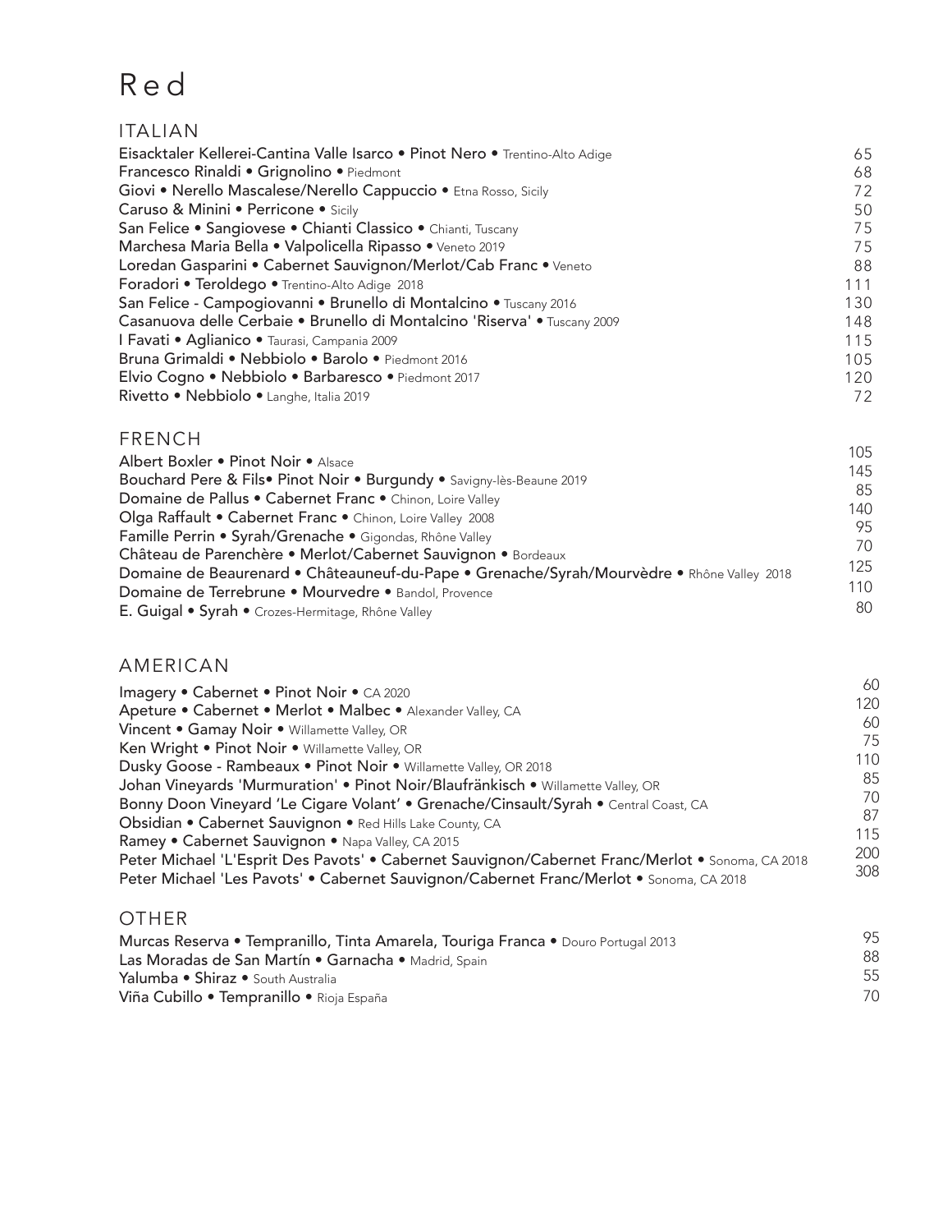# Red

## ITALIAN

| | |
|---|---|
| Eisacktaler Kellerei-Cantina Valle Isarco • Pinot Nero • Trentino-Alto Adige | 65 |
| Francesco Rinaldi • Grignolino • Piedmont | 68 |
| Giovi • Nerello Mascalese/Nerello Cappuccio • Etna Rosso, Sicily | 72 |
| Caruso & Minini • Perricone • Sicily | 50 |
| San Felice • Sangiovese • Chianti Classico • Chianti, Tuscany | 75 |
| Marchesa Maria Bella • Valpolicella Ripasso • Veneto 2019 | 75 |
| Loredan Gasparini • Cabernet Sauvignon/Merlot/Cab Franc • Veneto | 88 |
| Foradori • Teroldego • Trentino-Alto Adige 2018 | 111 |
| San Felice - Campogiovanni • Brunello di Montalcino • Tuscany 2016 | 130 |
| Casanuova delle Cerbaie • Brunello di Montalcino 'Riserva' • Tuscany 2009 | 148 |
| I Favati • Aglianico • Taurasi, Campania 2009 | 115 |
| Bruna Grimaldi • Nebbiolo • Barolo • Piedmont 2016 | 105 |
| Elvio Cogno • Nebbiolo • Barbaresco • Piedmont 2017 | 120 |
| Rivetto • Nebbiolo • Langhe, Italia 2019 | 72 |

## FRENCH

| | |
|---|---|
| Albert Boxler • Pinot Noir • Alsace | 105 |
| Bouchard Pere & Fils• Pinot Noir • Burgundy • Savigny-lès-Beaune 2019 | 145 |
| Domaine de Pallus • Cabernet Franc • Chinon, Loire Valley | 85 |
| Olga Raffault • Cabernet Franc • Chinon, Loire Valley 2008 | 140 |
| Famille Perrin • Syrah/Grenache • Gigondas, Rhône Valley | 95 |
| Château de Parenchère • Merlot/Cabernet Sauvignon • Bordeaux | 70 |
| Domaine de Beaurenard • Châteauneuf-du-Pape • Grenache/Syrah/Mourvèdre • Rhône Valley 2018 | 125 |
| Domaine de Terrebrune • Mourvedre • Bandol, Provence | 110 |
| E. Guigal • Syrah • Crozes-Hermitage, Rhône Valley | 80 |

## AMERICAN

| | |
|---|---|
| Imagery • Cabernet • Pinot Noir • CA 2020 | 60 |
| Apeture • Cabernet • Merlot • Malbec • Alexander Valley, CA | 120 |
| Vincent • Gamay Noir • Willamette Valley, OR | 60 |
| Ken Wright • Pinot Noir • Willamette Valley, OR | 75 |
| Dusky Goose - Rambeaux • Pinot Noir • Willamette Valley, OR 2018 | 110 |
| Johan Vineyards 'Murmuration' • Pinot Noir/Blaufränkisch • Willamette Valley, OR | 85 |
| Bonny Doon Vineyard 'Le Cigare Volant' • Grenache/Cinsault/Syrah • Central Coast, CA | 70 |
| Obsidian • Cabernet Sauvignon • Red Hills Lake County, CA | 87 |
| Ramey • Cabernet Sauvignon • Napa Valley, CA 2015 | 115 |
| Peter Michael 'L'Esprit Des Pavots' • Cabernet Sauvignon/Cabernet Franc/Merlot • Sonoma, CA 2018 | 200 |
| Peter Michael 'Les Pavots' • Cabernet Sauvignon/Cabernet Franc/Merlot • Sonoma, CA 2018 | 308 |

## OTHER

| | |
|---|---|
| Murcas Reserva • Tempranillo, Tinta Amarela, Touriga Franca • Douro Portugal 2013 | 95 |
| Las Moradas de San Martín • Garnacha • Madrid, Spain | 88 |
| Yalumba • Shiraz • South Australia | 55 |
| Viña Cubillo • Tempranillo • Rioja España | 70 |